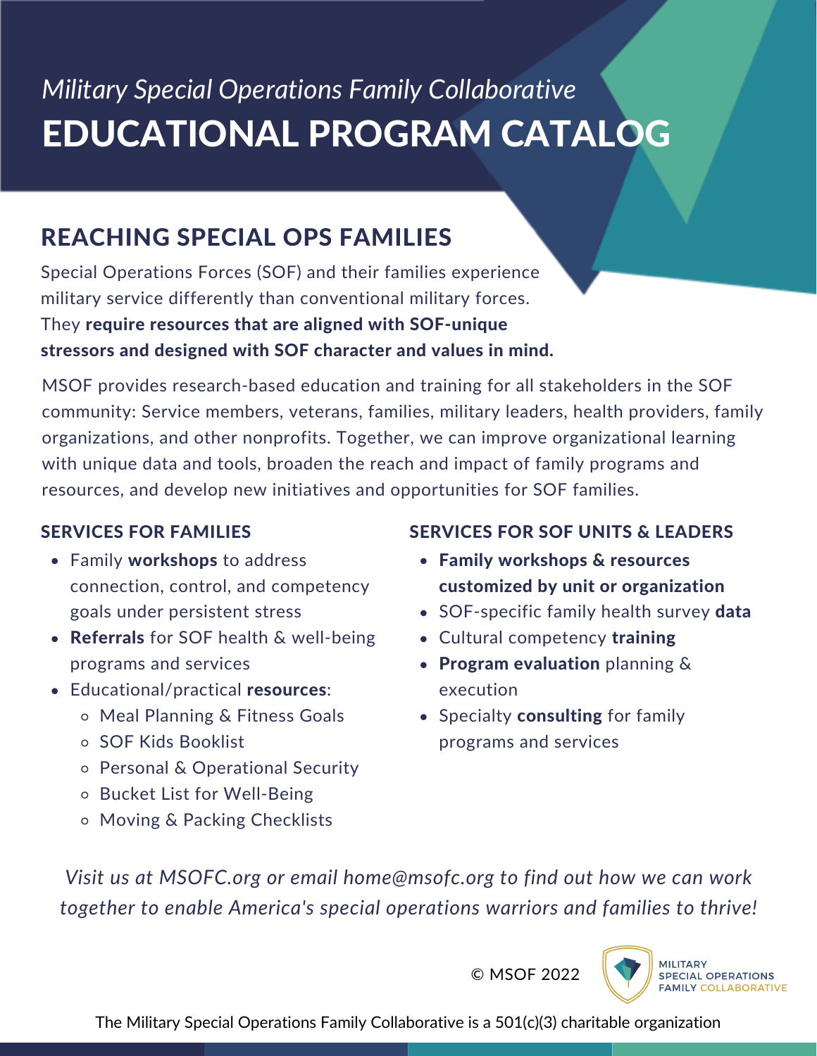*Military Special Operations Family Collaborative*

# EDUCATIONAL PROGRAM CATALOG

## REACHING SPECIAL OPS FAMILIES

Special Operations Forces (SOF) and their families experience military service differently than conventional military forces. They **require resources that are aligned with SOF-unique stressors and designed with SOF character and values in mind.**

MSOF provides research-based education and training for all stakeholders in the SOF community: Service members, veterans, families, military leaders, health providers, family organizations, and other nonprofits. Together, we can improve organizational learning with unique data and tools, broaden the reach and impact of family programs and resources, and develop new initiatives and opportunities for SOF families.

### SERVICES FOR FAMILIES

- Family **workshops** to address connection, control, and competency goals under persistent stress
- **Referrals** for SOF health & well-being programs and services
- Educational/practical **resources**:
  - Meal Planning & Fitness Goals
  - SOF Kids Booklist
  - Personal & Operational Security
  - Bucket List for Well-Being
  - Moving & Packing Checklists

### SERVICES FOR SOF UNITS & LEADERS

- **Family workshops & resources customized by unit or organization**
- SOF-specific family health survey **data**
- Cultural competency **training**
- **Program evaluation** planning & execution
- Specialty **consulting** for family programs and services

*Visit us at MSOFC.org or email home@msofc.org to find out how we can work together to enable America's special operations warriors and families to thrive!*

© MSOF 2022

MILITARY SPECIAL OPERATIONS FAMILY COLLABORATIVE

The Military Special Operations Family Collaborative is a 501(c)(3) charitable organization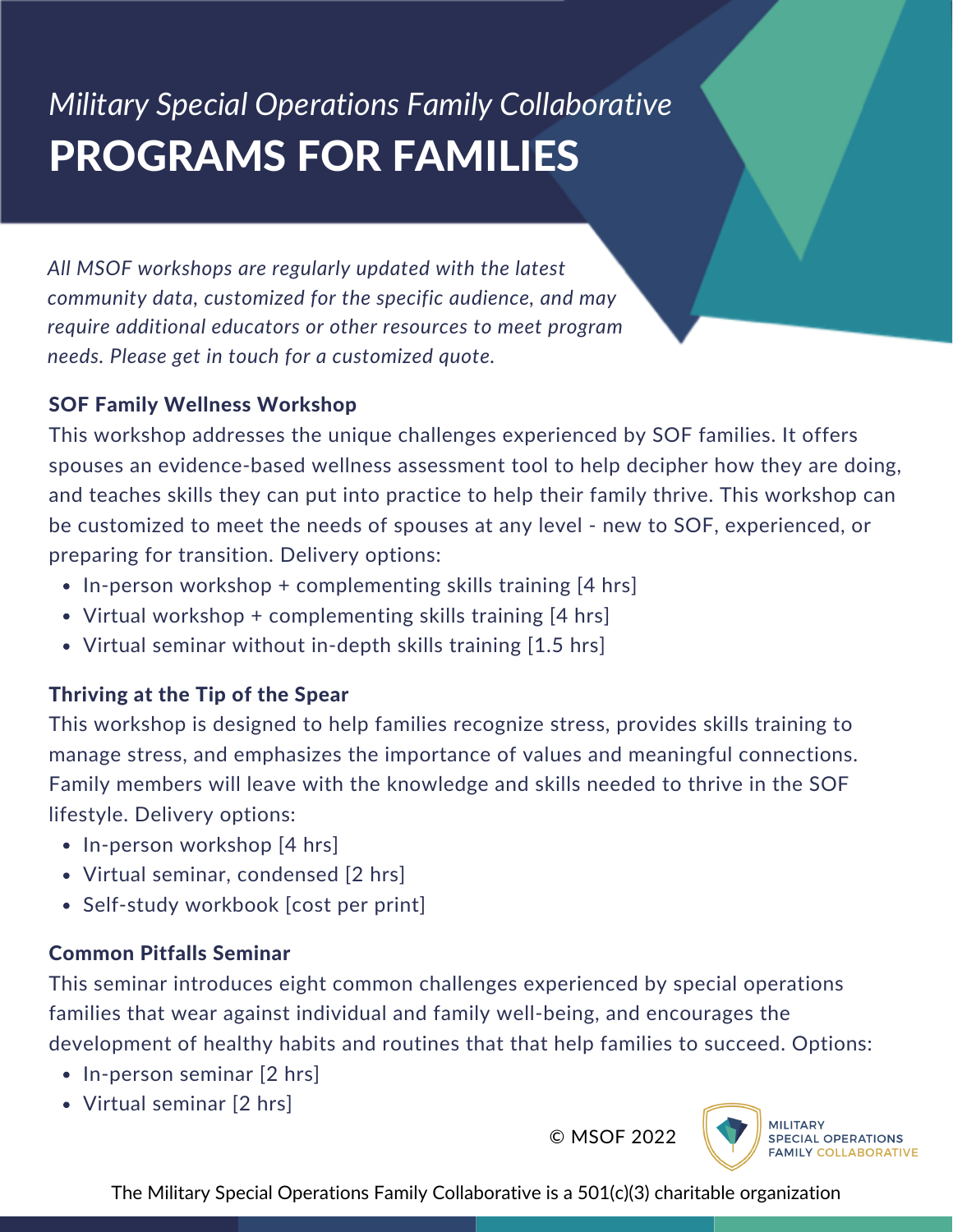*Military Special Operations Family Collaborative*

# PROGRAMS FOR FAMILIES

*All MSOF workshops are regularly updated with the latest community data, customized for the specific audience, and may require additional educators or other resources to meet program needs. Please get in touch for a customized quote.*

**SOF Family Wellness Workshop**

This workshop addresses the unique challenges experienced by SOF families. It offers spouses an evidence-based wellness assessment tool to help decipher how they are doing, and teaches skills they can put into practice to help their family thrive. This workshop can be customized to meet the needs of spouses at any level - new to SOF, experienced, or preparing for transition. Delivery options:

- In-person workshop + complementing skills training [4 hrs]
- Virtual workshop + complementing skills training [4 hrs]
- Virtual seminar without in-depth skills training [1.5 hrs]

**Thriving at the Tip of the Spear**

This workshop is designed to help families recognize stress, provides skills training to manage stress, and emphasizes the importance of values and meaningful connections. Family members will leave with the knowledge and skills needed to thrive in the SOF lifestyle. Delivery options:

- In-person workshop [4 hrs]
- Virtual seminar, condensed [2 hrs]
- Self-study workbook [cost per print]

**Common Pitfalls Seminar**

This seminar introduces eight common challenges experienced by special operations families that wear against individual and family well-being, and encourages the development of healthy habits and routines that that help families to succeed. Options:

- In-person seminar [2 hrs]
- Virtual seminar [2 hrs]

© MSOF 2022

MILITARY SPECIAL OPERATIONS FAMILY COLLABORATIVE

The Military Special Operations Family Collaborative is a 501(c)(3) charitable organization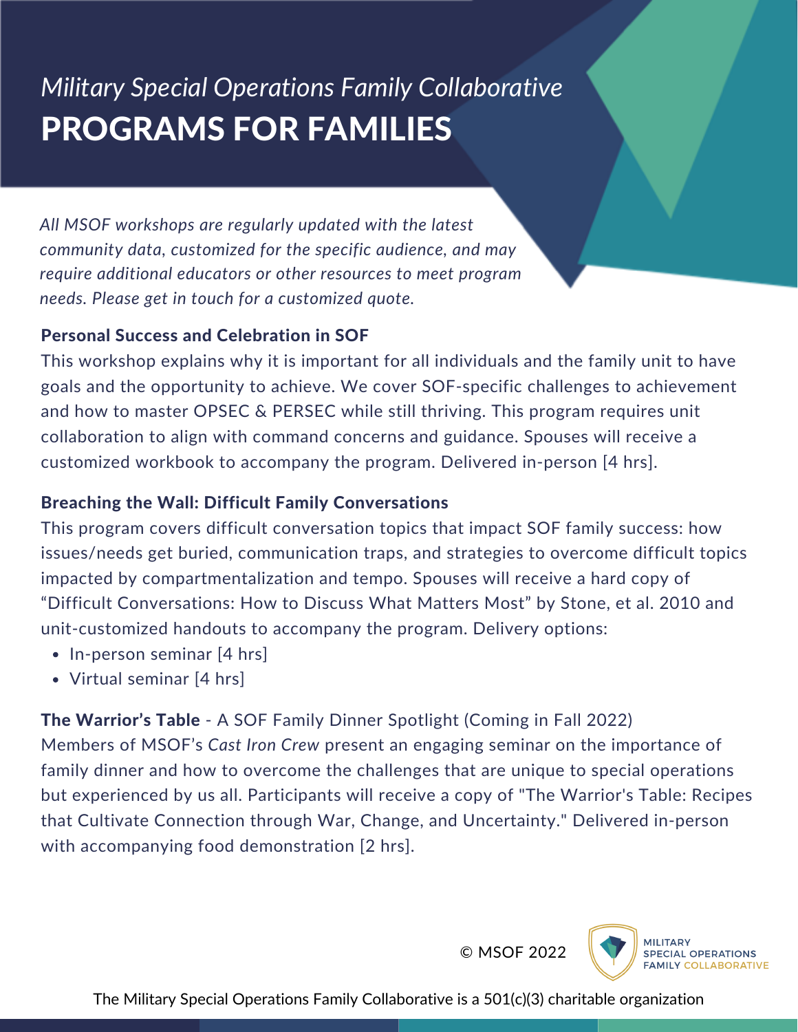*Military Special Operations Family Collaborative*

# PROGRAMS FOR FAMILIES

*All MSOF workshops are regularly updated with the latest community data, customized for the specific audience, and may require additional educators or other resources to meet program needs. Please get in touch for a customized quote.*

### Personal Success and Celebration in SOF

This workshop explains why it is important for all individuals and the family unit to have goals and the opportunity to achieve. We cover SOF-specific challenges to achievement and how to master OPSEC & PERSEC while still thriving. This program requires unit collaboration to align with command concerns and guidance. Spouses will receive a customized workbook to accompany the program. Delivered in-person [4 hrs].

### Breaching the Wall: Difficult Family Conversations

This program covers difficult conversation topics that impact SOF family success: how issues/needs get buried, communication traps, and strategies to overcome difficult topics impacted by compartmentalization and tempo. Spouses will receive a hard copy of "Difficult Conversations: How to Discuss What Matters Most" by Stone, et al. 2010 and unit-customized handouts to accompany the program. Delivery options:

- In-person seminar [4 hrs]
- Virtual seminar [4 hrs]

**The Warrior's Table** - A SOF Family Dinner Spotlight (Coming in Fall 2022)

Members of MSOF's *Cast Iron Crew* present an engaging seminar on the importance of family dinner and how to overcome the challenges that are unique to special operations but experienced by us all. Participants will receive a copy of "The Warrior's Table: Recipes that Cultivate Connection through War, Change, and Uncertainty." Delivered in-person with accompanying food demonstration [2 hrs].

© MSOF 2022

MILITARY SPECIAL OPERATIONS FAMILY COLLABORATIVE

The Military Special Operations Family Collaborative is a 501(c)(3) charitable organization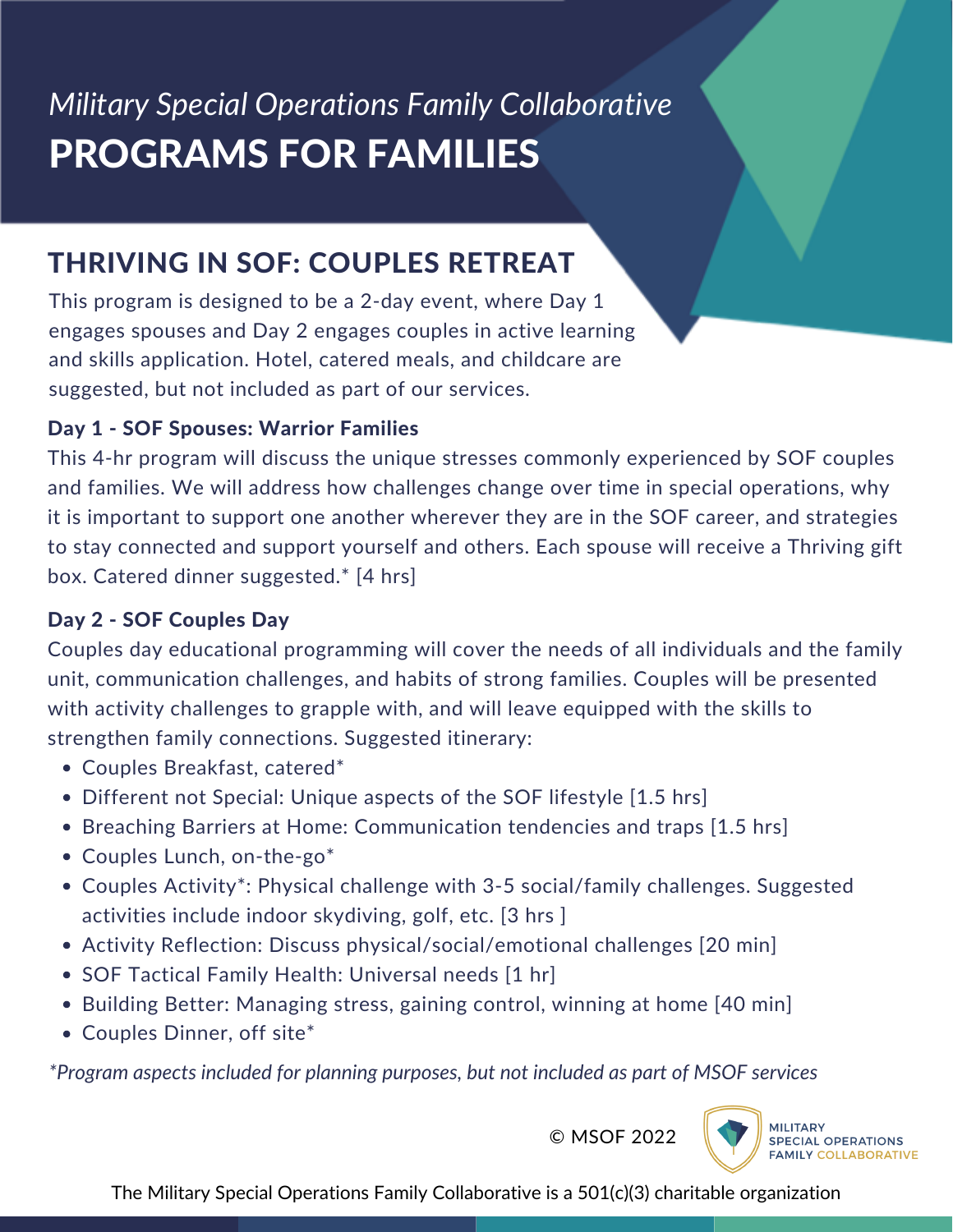*Military Special Operations Family Collaborative*

# PROGRAMS FOR FAMILIES

## THRIVING IN SOF: COUPLES RETREAT

This program is designed to be a 2-day event, where Day 1 engages spouses and Day 2 engages couples in active learning and skills application. Hotel, catered meals, and childcare are suggested, but not included as part of our services.

### Day 1 - SOF Spouses: Warrior Families

This 4-hr program will discuss the unique stresses commonly experienced by SOF couples and families. We will address how challenges change over time in special operations, why it is important to support one another wherever they are in the SOF career, and strategies to stay connected and support yourself and others. Each spouse will receive a Thriving gift box. Catered dinner suggested.* [4 hrs]

### Day 2 - SOF Couples Day

Couples day educational programming will cover the needs of all individuals and the family unit, communication challenges, and habits of strong families. Couples will be presented with activity challenges to grapple with, and will leave equipped with the skills to strengthen family connections. Suggested itinerary:

- Couples Breakfast, catered*
- Different not Special: Unique aspects of the SOF lifestyle [1.5 hrs]
- Breaching Barriers at Home: Communication tendencies and traps [1.5 hrs]
- Couples Lunch, on-the-go*
- Couples Activity*: Physical challenge with 3-5 social/family challenges. Suggested activities include indoor skydiving, golf, etc. [3 hrs ]
- Activity Reflection: Discuss physical/social/emotional challenges [20 min]
- SOF Tactical Family Health: Universal needs [1 hr]
- Building Better: Managing stress, gaining control, winning at home [40 min]
- Couples Dinner, off site*

*\*Program aspects included for planning purposes, but not included as part of MSOF services*

© MSOF 2022

MILITARY SPECIAL OPERATIONS FAMILY COLLABORATIVE

The Military Special Operations Family Collaborative is a 501(c)(3) charitable organization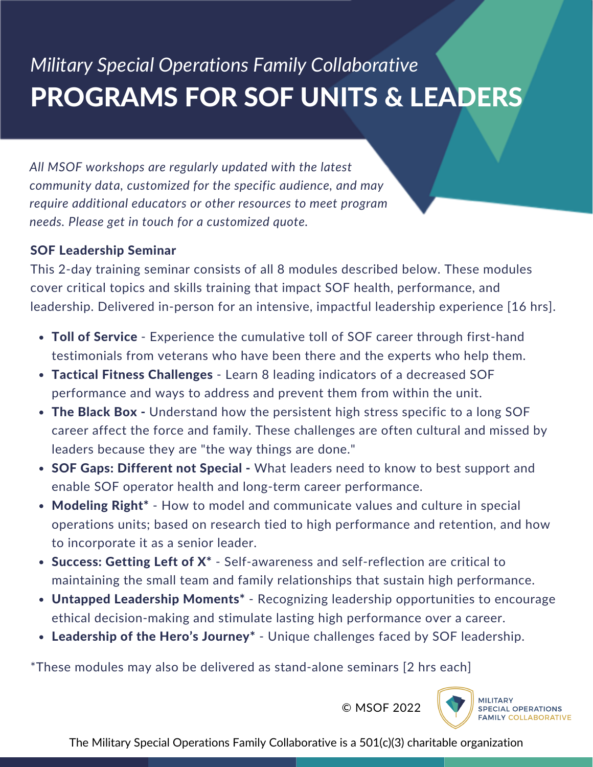*Military Special Operations Family Collaborative*

# PROGRAMS FOR SOF UNITS & LEADERS

*All MSOF workshops are regularly updated with the latest community data, customized for the specific audience, and may require additional educators or other resources to meet program needs. Please get in touch for a customized quote.*

**SOF Leadership Seminar**

This 2-day training seminar consists of all 8 modules described below. These modules cover critical topics and skills training that impact SOF health, performance, and leadership. Delivered in-person for an intensive, impactful leadership experience [16 hrs].

- **Toll of Service** - Experience the cumulative toll of SOF career through first-hand testimonials from veterans who have been there and the experts who help them.
- **Tactical Fitness Challenges** - Learn 8 leading indicators of a decreased SOF performance and ways to address and prevent them from within the unit.
- **The Black Box -** Understand how the persistent high stress specific to a long SOF career affect the force and family. These challenges are often cultural and missed by leaders because they are "the way things are done."
- **SOF Gaps: Different not Special -** What leaders need to know to best support and enable SOF operator health and long-term career performance.
- **Modeling Right*** - How to model and communicate values and culture in special operations units; based on research tied to high performance and retention, and how to incorporate it as a senior leader.
- **Success: Getting Left of X*** - Self-awareness and self-reflection are critical to maintaining the small team and family relationships that sustain high performance.
- **Untapped Leadership Moments*** - Recognizing leadership opportunities to encourage ethical decision-making and stimulate lasting high performance over a career.
- **Leadership of the Hero's Journey*** - Unique challenges faced by SOF leadership.

*These modules may also be delivered as stand-alone seminars [2 hrs each]

© MSOF 2022

MILITARY SPECIAL OPERATIONS FAMILY COLLABORATIVE

The Military Special Operations Family Collaborative is a 501(c)(3) charitable organization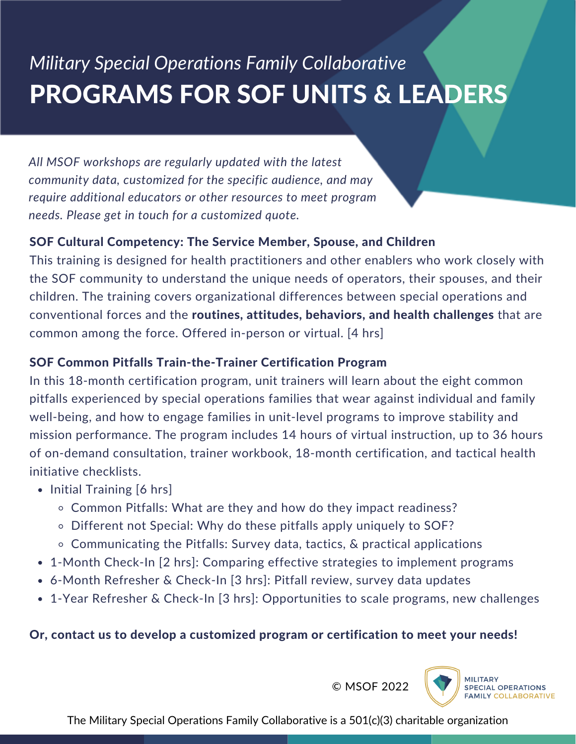*Military Special Operations Family Collaborative*

# PROGRAMS FOR SOF UNITS & LEADERS

*All MSOF workshops are regularly updated with the latest community data, customized for the specific audience, and may require additional educators or other resources to meet program needs. Please get in touch for a customized quote.*

**SOF Cultural Competency: The Service Member, Spouse, and Children**

This training is designed for health practitioners and other enablers who work closely with the SOF community to understand the unique needs of operators, their spouses, and their children. The training covers organizational differences between special operations and conventional forces and the **routines, attitudes, behaviors, and health challenges** that are common among the force. Offered in-person or virtual. [4 hrs]

**SOF Common Pitfalls Train-the-Trainer Certification Program**

In this 18-month certification program, unit trainers will learn about the eight common pitfalls experienced by special operations families that wear against individual and family well-being, and how to engage families in unit-level programs to improve stability and mission performance. The program includes 14 hours of virtual instruction, up to 36 hours of on-demand consultation, trainer workbook, 18-month certification, and tactical health initiative checklists.

- Initial Training [6 hrs]
  - Common Pitfalls: What are they and how do they impact readiness?
  - Different not Special: Why do these pitfalls apply uniquely to SOF?
  - Communicating the Pitfalls: Survey data, tactics, & practical applications
- 1-Month Check-In [2 hrs]: Comparing effective strategies to implement programs
- 6-Month Refresher & Check-In [3 hrs]: Pitfall review, survey data updates
- 1-Year Refresher & Check-In [3 hrs]: Opportunities to scale programs, new challenges

**Or, contact us to develop a customized program or certification to meet your needs!**

© MSOF 2022

MILITARY SPECIAL OPERATIONS FAMILY COLLABORATIVE

The Military Special Operations Family Collaborative is a 501(c)(3) charitable organization